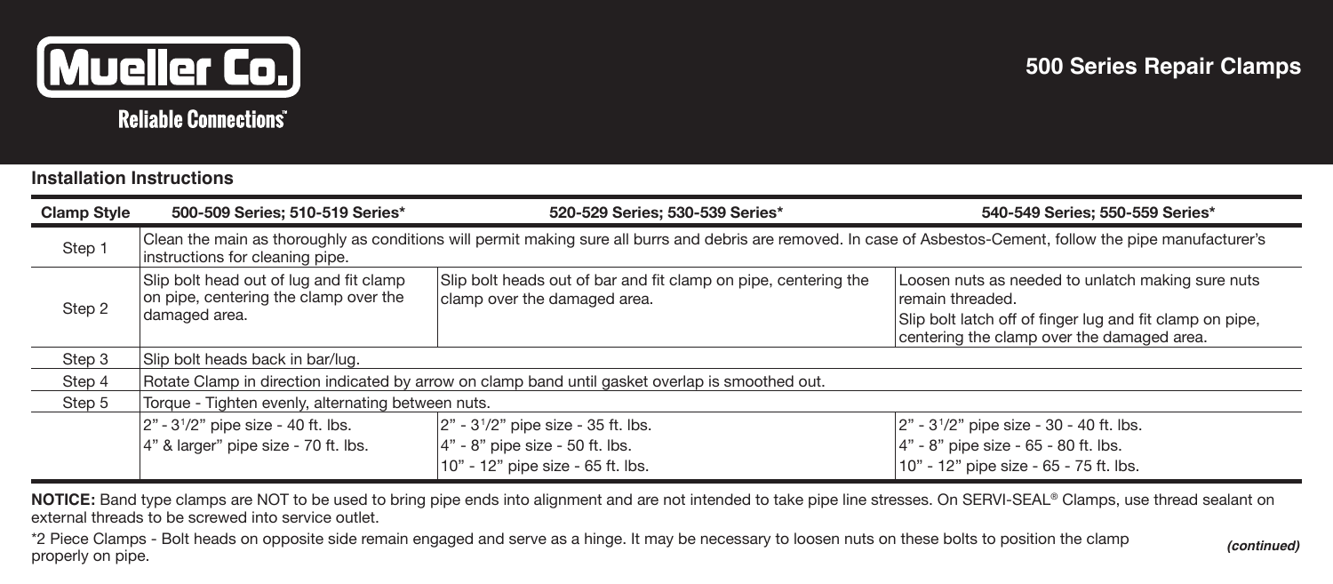# Mueller Co.

Reliable Connections™

## 500 Series Repair Clamps

### Installation Instructions

| Clamp Style | 500-509 Series; 510-519 Series* | 520-529 Series; 530-539 Series* | 540-549 Series; 550-559 Series* |
|---|---|---|---|
| Step 1 | Clean the main as thoroughly as conditions will permit making sure all burrs and debris are removed. In case of Asbestos-Cement, follow the pipe manufacturer's instructions for cleaning pipe. | | |
| Step 2 | Slip bolt head out of lug and fit clamp on pipe, centering the clamp over the damaged area. | Slip bolt heads out of bar and fit clamp on pipe, centering the clamp over the damaged area. | Loosen nuts as needed to unlatch making sure nuts remain threaded.<br>Slip bolt latch off of finger lug and fit clamp on pipe, centering the clamp over the damaged area. |
| Step 3 | Slip bolt heads back in bar/lug. | | |
| Step 4 | Rotate Clamp in direction indicated by arrow on clamp band until gasket overlap is smoothed out. | | |
| Step 5 | Torque - Tighten evenly, alternating between nuts. | | |
| | 2" - 3$^{1}/_{2}$" pipe size - 40 ft. lbs.<br>4" & larger" pipe size - 70 ft. lbs. | 2" - 3$^{1}/_{2}$" pipe size - 35 ft. lbs.<br>4" - 8" pipe size - 50 ft. lbs.<br>10" - 12" pipe size - 65 ft. lbs. | 2" - 3$^{1}/_{2}$" pipe size - 30 - 40 ft. lbs.<br>4" - 8" pipe size - 65 - 80 ft. lbs.<br>10" - 12" pipe size - 65 - 75 ft. lbs. |

**NOTICE:** Band type clamps are NOT to be used to bring pipe ends into alignment and are not intended to take pipe line stresses. On SERVI-SEAL® Clamps, use thread sealant on external threads to be screwed into service outlet.

*2 Piece Clamps - Bolt heads on opposite side remain engaged and serve as a hinge. It may be necessary to loosen nuts on these bolts to position the clamp properly on pipe.

*(continued)*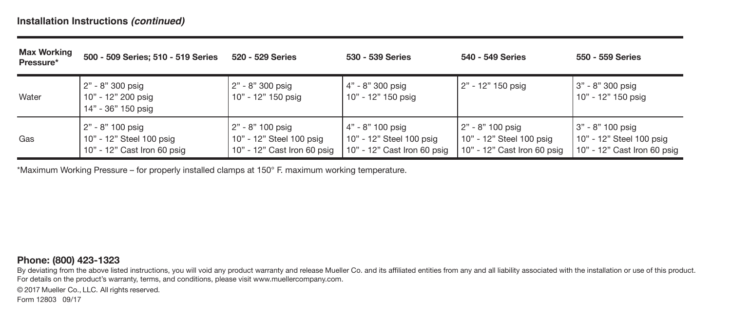## Installation Instructions *(continued)*

| Max Working Pressure* | 500 - 509 Series; 510 - 519 Series | 520 - 529 Series | 530 - 539 Series | 540 - 549 Series | 550 - 559 Series |
|---|---|---|---|---|---|
| Water | 2" - 8" 300 psig<br>10" - 12" 200 psig<br>14" - 36" 150 psig | 2" - 8" 300 psig<br>10" - 12" 150 psig | 4" - 8" 300 psig<br>10" - 12" 150 psig | 2" - 12" 150 psig | 3" - 8" 300 psig<br>10" - 12" 150 psig |
| Gas | 2" - 8" 100 psig<br>10" - 12" Steel 100 psig<br>10" - 12" Cast Iron 60 psig | 2" - 8" 100 psig<br>10" - 12" Steel 100 psig<br>10" - 12" Cast Iron 60 psig | 4" - 8" 100 psig<br>10" - 12" Steel 100 psig<br>10" - 12" Cast Iron 60 psig | 2" - 8" 100 psig<br>10" - 12" Steel 100 psig<br>10" - 12" Cast Iron 60 psig | 3" - 8" 100 psig<br>10" - 12" Steel 100 psig<br>10" - 12" Cast Iron 60 psig |

*Maximum Working Pressure – for properly installed clamps at 150° F. maximum working temperature.

**Phone: (800) 423-1323**

By deviating from the above listed instructions, you will void any product warranty and release Mueller Co. and its affiliated entities from any and all liability associated with the installation or use of this product. For details on the product's warranty, terms, and conditions, please visit www.muellercompany.com.

© 2017 Mueller Co., LLC. All rights reserved.

Form 12803 09/17